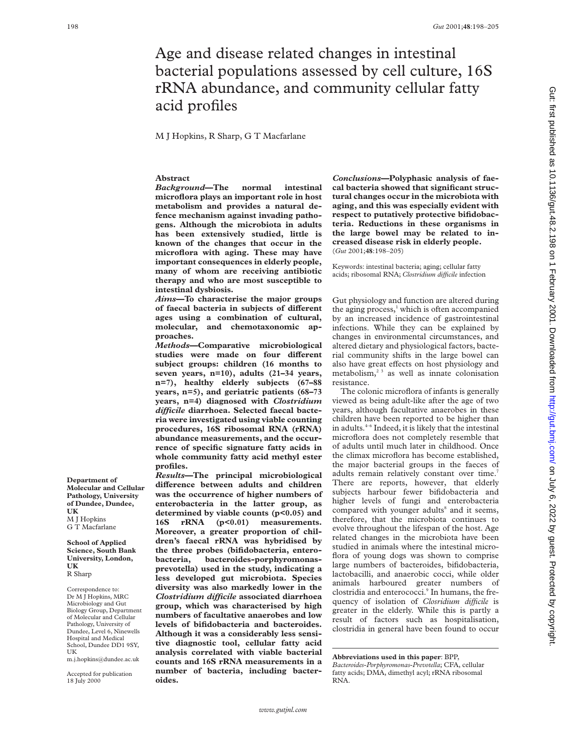# Age and disease related changes in intestinal bacterial populations assessed by cell culture, 16S rRNA abundance, and community cellular fatty acid profiles

M J Hopkins, R Sharp, G T Macfarlane

**Department of Molecular and Cellular Pathology, University of Dundee, Dundee, UK**
M J Hopkins
G T Macfarlane

**School of Applied Science, South Bank University, London, UK**
R Sharp

Correspondence to: Dr M J Hopkins, MRC Microbiology and Gut Biology Group, Department of Molecular and Cellular Pathology, University of Dundee, Level 6, Ninewells Hospital and Medical School, Dundee DD1 9SY, UK
m.j.hopkins@dundee.ac.uk

Accepted for publication 18 July 2000

## Abstract

***Background*—The normal intestinal microflora plays an important role in host metabolism and provides a natural defence mechanism against invading pathogens. Although the microbiota in adults has been extensively studied, little is known of the changes that occur in the microflora with aging. These may have important consequences in elderly people, many of whom are receiving antibiotic therapy and who are most susceptible to intestinal dysbiosis.**

***Aims*—To characterise the major groups of faecal bacteria in subjects of different ages using a combination of cultural, molecular, and chemotaxonomic approaches.**

***Methods*—Comparative microbiological studies were made on four different subject groups: children (16 months to seven years, n=10), adults (21–34 years, n=7), healthy elderly subjects (67–88 years, n=5), and geriatric patients (68–73 years, n=4) diagnosed with *Clostridium difficile* diarrhoea. Selected faecal bacteria were investigated using viable counting procedures, 16S ribosomal RNA (rRNA) abundance measurements, and the occurrence of specific signature fatty acids in whole community fatty acid methyl ester profiles.**

***Results*—The principal microbiological difference between adults and children was the occurrence of higher numbers of enterobacteria in the latter group, as determined by viable counts ($p<0.05$) and 16S rRNA ($p<0.01$) measurements. Moreover, a greater proportion of children's faecal rRNA was hybridised by the three probes (bifidobacteria, enterobacteria, bacteroides-porphyromonas-prevotella) used in the study, indicating a less developed gut microbiota. Species diversity was also markedly lower in the *Clostridium difficile* associated diarrhoea group, which was characterised by high numbers of facultative anaerobes and low levels of bifidobacteria and bacteroides. Although it was a considerably less sensitive diagnostic tool, cellular fatty acid analysis correlated with viable bacterial counts and 16S rRNA measurements in a number of bacteria, including bacteroides.**

***Conclusions*—Polyphasic analysis of faecal bacteria showed that significant structural changes occur in the microbiota with aging, and this was especially evident with respect to putatively protective bifidobacteria. Reductions in these organisms in the large bowel may be related to increased disease risk in elderly people.**
(*Gut* 2001;**48**:198–205)

Keywords: intestinal bacteria; aging; cellular fatty acids; ribosomal RNA; *Clostridium difficile* infection

Gut physiology and function are altered during the aging process,[1] which is often accompanied by an increased incidence of gastrointestinal infections. While they can be explained by changes in environmental circumstances, and altered dietary and physiological factors, bacterial community shifts in the large bowel can also have great effects on host physiology and metabolism,[2 3] as well as innate colonisation resistance.

The colonic microflora of infants is generally viewed as being adult-like after the age of two years, although facultative anaerobes in these children have been reported to be higher than in adults.[4–6] Indeed, it is likely that the intestinal microflora does not completely resemble that of adults until much later in childhood. Once the climax microflora has become established, the major bacterial groups in the faeces of adults remain relatively constant over time.[7] There are reports, however, that elderly subjects harbour fewer bifidobacteria and higher levels of fungi and enterobacteria compared with younger adults[8] and it seems, therefore, that the microbiota continues to evolve throughout the lifespan of the host. Age related changes in the microbiota have been studied in animals where the intestinal microflora of young dogs was shown to comprise large numbers of bacteroides, bifidobacteria, lactobacilli, and anaerobic cocci, while older animals harboured greater numbers of clostridia and enterococci.[9] In humans, the frequency of isolation of *Closridium difficile* is greater in the elderly. While this is partly a result of factors such as hospitalisation, clostridia in general have been found to occur

**Abbreviations used in this paper**: BPP, *Bacteroides-Porphyromonas-Prevotella*; CFA, cellular fatty acids; DMA, dimethyl acyl; rRNA ribosomal RNA.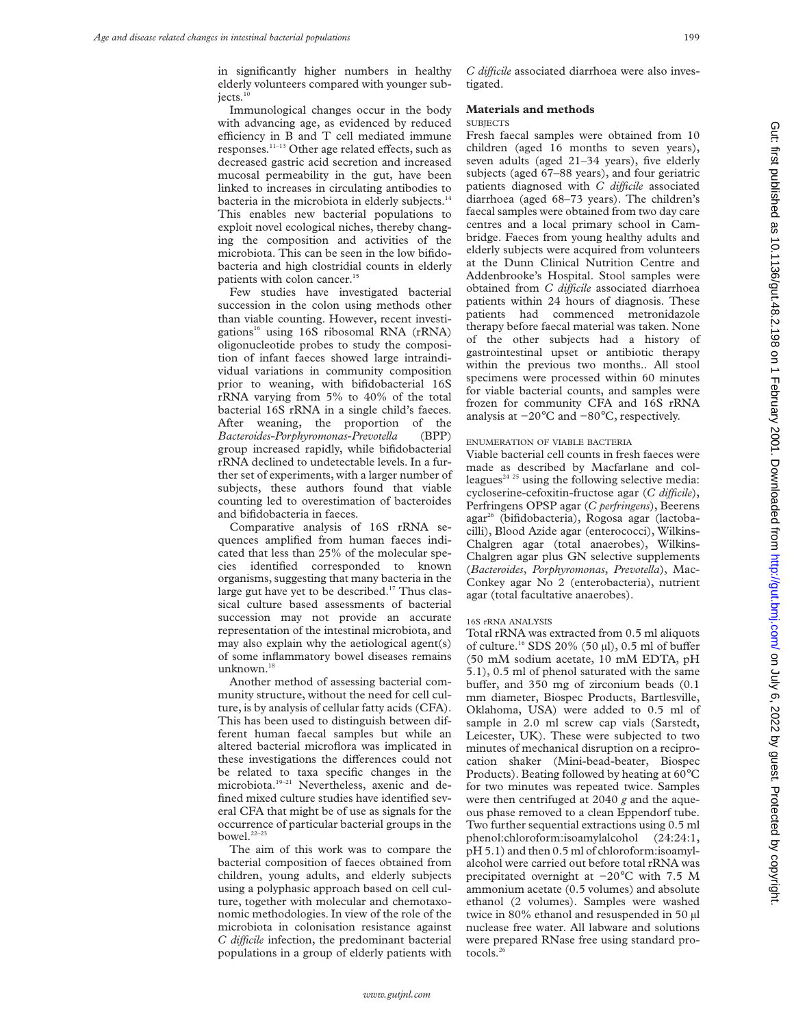in significantly higher numbers in healthy elderly volunteers compared with younger subjects.[10]

Immunological changes occur in the body with advancing age, as evidenced by reduced efficiency in B and T cell mediated immune responses.[11–13] Other age related effects, such as decreased gastric acid secretion and increased mucosal permeability in the gut, have been linked to increases in circulating antibodies to bacteria in the microbiota in elderly subjects.[14] This enables new bacterial populations to exploit novel ecological niches, thereby changing the composition and activities of the microbiota. This can be seen in the low bifidobacteria and high clostridial counts in elderly patients with colon cancer.[15]

Few studies have investigated bacterial succession in the colon using methods other than viable counting. However, recent investigations[16] using 16S ribosomal RNA (rRNA) oligonucleotide probes to study the composition of infant faeces showed large intraindividual variations in community composition prior to weaning, with bifidobacterial 16S rRNA varying from 5% to 40% of the total bacterial 16S rRNA in a single child's faeces. After weaning, the proportion of the *Bacteroides-Porphyromonas-Prevotella* (BPP) group increased rapidly, while bifidobacterial rRNA declined to undetectable levels. In a further set of experiments, with a larger number of subjects, these authors found that viable counting led to overestimation of bacteroides and bifidobacteria in faeces.

Comparative analysis of 16S rRNA sequences amplified from human faeces indicated that less than 25% of the molecular species identified corresponded to known organisms, suggesting that many bacteria in the large gut have yet to be described.[17] Thus classical culture based assessments of bacterial succession may not provide an accurate representation of the intestinal microbiota, and may also explain why the aetiological agent(s) of some inflammatory bowel diseases remains unknown.[18]

Another method of assessing bacterial community structure, without the need for cell culture, is by analysis of cellular fatty acids (CFA). This has been used to distinguish between different human faecal samples but while an altered bacterial microflora was implicated in these investigations the differences could not be related to taxa specific changes in the microbiota.[19–21] Nevertheless, axenic and defined mixed culture studies have identified several CFA that might be of use as signals for the occurrence of particular bacterial groups in the bowel.[22–23]

The aim of this work was to compare the bacterial composition of faeces obtained from children, young adults, and elderly subjects using a polyphasic approach based on cell culture, together with molecular and chemotaxonomic methodologies. In view of the role of the microbiota in colonisation resistance against *C difficile* infection, the predominant bacterial populations in a group of elderly patients with *C difficile* associated diarrhoea were also investigated.

## Materials and methods

### SUBJECTS

Fresh faecal samples were obtained from 10 children (aged 16 months to seven years), seven adults (aged 21–34 years), five elderly subjects (aged 67–88 years), and four geriatric patients diagnosed with *C difficile* associated diarrhoea (aged 68–73 years). The children's faecal samples were obtained from two day care centres and a local primary school in Cambridge. Faeces from young healthy adults and elderly subjects were acquired from volunteers at the Dunn Clinical Nutrition Centre and Addenbrooke's Hospital. Stool samples were obtained from *C difficile* associated diarrhoea patients within 24 hours of diagnosis. These patients had commenced metronidazole therapy before faecal material was taken. None of the other subjects had a history of gastrointestinal upset or antibiotic therapy within the previous two months.. All stool specimens were processed within 60 minutes for viable bacterial counts, and samples were frozen for community CFA and 16S rRNA analysis at −20°C and −80°C, respectively.

### ENUMERATION OF VIABLE BACTERIA

Viable bacterial cell counts in fresh faeces were made as described by Macfarlane and colleagues[24 25] using the following selective media: cycloserine-cefoxitin-fructose agar (*C difficile*), Perfringens OPSP agar (*C perfringens*), Beerens agar[26] (bifidobacteria), Rogosa agar (lactobacilli), Blood Azide agar (enterococci), Wilkins-Chalgren agar (total anaerobes), Wilkins-Chalgren agar plus GN selective supplements (*Bacteroides*, *Porphyromonas*, *Prevotella*), MacConkey agar No 2 (enterobacteria), nutrient agar (total facultative anaerobes).

### 16S rRNA ANALYSIS

Total rRNA was extracted from 0.5 ml aliquots of culture.[16] SDS 20% (50 μl), 0.5 ml of buffer (50 mM sodium acetate, 10 mM EDTA, pH 5.1), 0.5 ml of phenol saturated with the same buffer, and 350 mg of zirconium beads (0.1 mm diameter, Biospec Products, Bartlesville, Oklahoma, USA) were added to 0.5 ml of sample in 2.0 ml screw cap vials (Sarstedt, Leicester, UK). These were subjected to two minutes of mechanical disruption on a reciprocation shaker (Mini-bead-beater, Biospec Products). Beating followed by heating at 60°C for two minutes was repeated twice. Samples were then centrifuged at 2040 *g* and the aqueous phase removed to a clean Eppendorf tube. Two further sequential extractions using 0.5 ml phenol:chloroform:isoamylalcohol (24:24:1, pH 5.1) and then 0.5 ml of chloroform:isoamylalcohol were carried out before total rRNA was precipitated overnight at −20°C with 7.5 M ammonium acetate (0.5 volumes) and absolute ethanol (2 volumes). Samples were washed twice in 80% ethanol and resuspended in 50 μl nuclease free water. All labware and solutions were prepared RNase free using standard protocols.[26]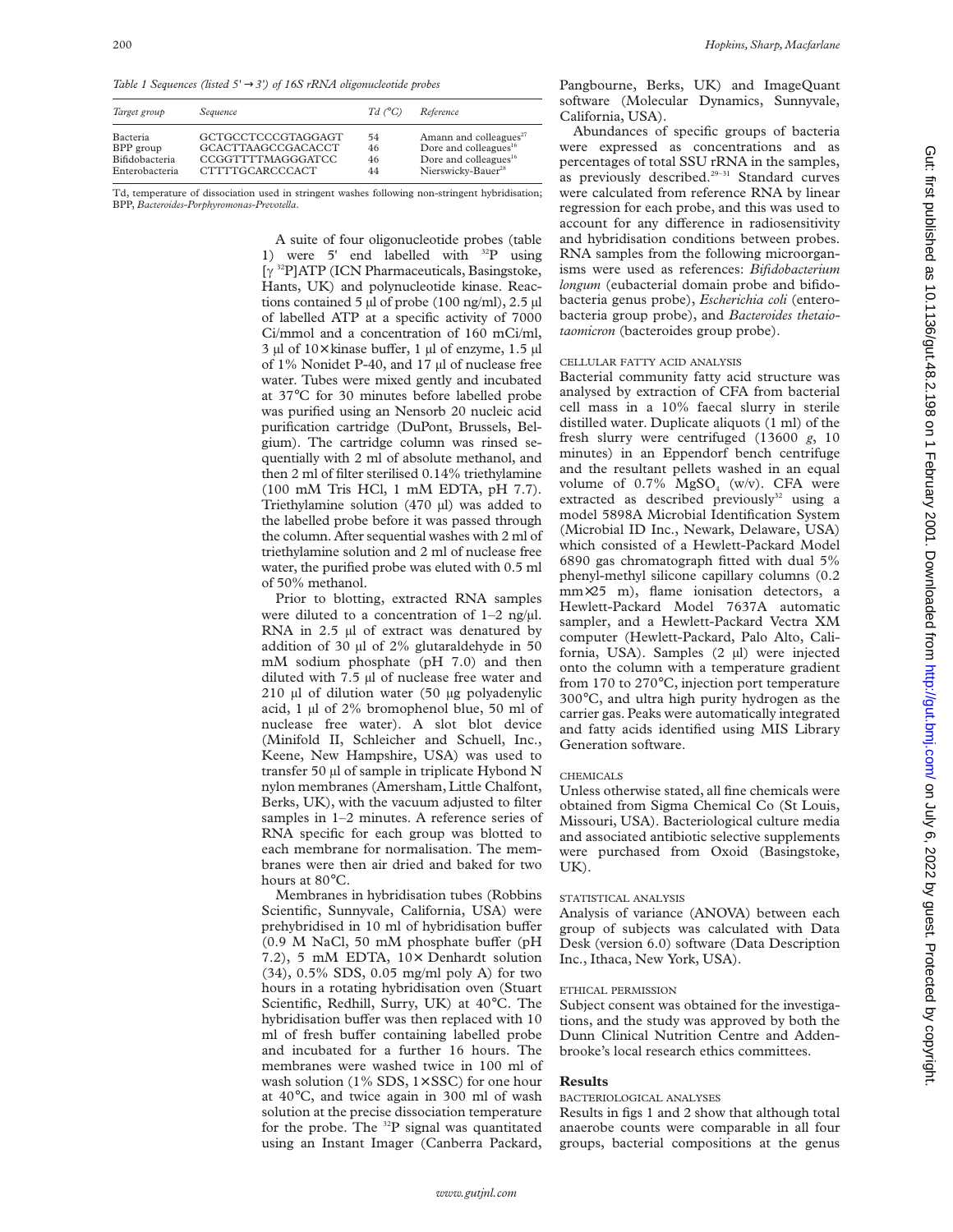*Table 1 Sequences (listed 5' → 3') of 16S rRNA oligonucleotide probes*

| Target group | Sequence | Td (°C) | Reference |
|---|---|---|---|
| Bacteria | GCTGCCTCCCGTAGGAGT | 54 | Amann and colleagues[27] |
| BPP group | GCACTTAAGCCGACACCT | 46 | Dore and colleagues[16] |
| Bifidobacteria | CCGGTTTTMAGGGATCC | 46 | Dore and colleagues[16] |
| Enterobacteria | CTTTTGCARCCCACT | 44 | Nierswicky-Bauer[28] |

Td, temperature of dissociation used in stringent washes following non-stringent hybridisation; BPP, *Bacteroides-Porphyromonas-Prevotella*.

A suite of four oligonucleotide probes (table 1) were 5' end labelled with $^{32}$P using [$\gamma$ $^{32}$P]ATP (ICN Pharmaceuticals, Basingstoke, Hants, UK) and polynucleotide kinase. Reactions contained 5 µl of probe (100 ng/ml), 2.5 µl of labelled ATP at a specific activity of 7000 Ci/mmol and a concentration of 160 mCi/ml, 3 µl of 10× kinase buffer, 1 µl of enzyme, 1.5 µl of 1% Nonidet P-40, and 17 µl of nuclease free water. Tubes were mixed gently and incubated at 37°C for 30 minutes before labelled probe was purified using an Nensorb 20 nucleic acid purification cartridge (DuPont, Brussels, Belgium). The cartridge column was rinsed sequentially with 2 ml of absolute methanol, and then 2 ml of filter sterilised 0.14% triethylamine (100 mM Tris HCl, 1 mM EDTA, pH 7.7). Triethylamine solution (470 µl) was added to the labelled probe before it was passed through the column. After sequential washes with 2 ml of triethylamine solution and 2 ml of nuclease free water, the purified probe was eluted with 0.5 ml of 50% methanol.

Prior to blotting, extracted RNA samples were diluted to a concentration of 1–2 ng/µl. RNA in 2.5 µl of extract was denatured by addition of 30 µl of 2% glutaraldehyde in 50 mM sodium phosphate (pH 7.0) and then diluted with 7.5 µl of nuclease free water and 210 µl of dilution water (50 µg polyadenylic acid, 1 µl of 2% bromophenol blue, 50 ml of nuclease free water). A slot blot device (Minifold II, Schleicher and Schuell, Inc., Keene, New Hampshire, USA) was used to transfer 50 µl of sample in triplicate Hybond N nylon membranes (Amersham, Little Chalfont, Berks, UK), with the vacuum adjusted to filter samples in 1–2 minutes. A reference series of RNA specific for each group was blotted to each membrane for normalisation. The membranes were then air dried and baked for two hours at 80°C.

Membranes in hybridisation tubes (Robbins Scientific, Sunnyvale, California, USA) were prehybridised in 10 ml of hybridisation buffer (0.9 M NaCl, 50 mM phosphate buffer (pH 7.2), 5 mM EDTA, 10× Denhardt solution (34), 0.5% SDS, 0.05 mg/ml poly A) for two hours in a rotating hybridisation oven (Stuart Scientific, Redhill, Surry, UK) at 40°C. The hybridisation buffer was then replaced with 10 ml of fresh buffer containing labelled probe and incubated for a further 16 hours. The membranes were washed twice in 100 ml of wash solution (1% SDS, 1× SSC) for one hour at 40°C, and twice again in 300 ml of wash solution at the precise dissociation temperature for the probe. The $^{32}$P signal was quantitated using an Instant Imager (Canberra Packard, Pangbourne, Berks, UK) and ImageQuant software (Molecular Dynamics, Sunnyvale, California, USA).

Abundances of specific groups of bacteria were expressed as concentrations and as percentages of total SSU rRNA in the samples, as previously described.[29–31] Standard curves were calculated from reference RNA by linear regression for each probe, and this was used to account for any difference in radiosensitivity and hybridisation conditions between probes. RNA samples from the following microorganisms were used as references: *Bifidobacterium longum* (eubacterial domain probe and bifidobacteria genus probe), *Escherichia coli* (enterobacteria group probe), and *Bacteroides thetaiotaomicron* (bacteroides group probe).

### CELLULAR FATTY ACID ANALYSIS

Bacterial community fatty acid structure was analysed by extraction of CFA from bacterial cell mass in a 10% faecal slurry in sterile distilled water. Duplicate aliquots (1 ml) of the fresh slurry were centrifuged (13600 *g*, 10 minutes) in an Eppendorf bench centrifuge and the resultant pellets washed in an equal volume of 0.7% $MgSO_4$ (w/v). CFA were extracted as described previously[32] using a model 5898A Microbial Identification System (Microbial ID Inc., Newark, Delaware, USA) which consisted of a Hewlett-Packard Model 6890 gas chromatograph fitted with dual 5% phenyl-methyl silicone capillary columns (0.2 mm×25 m), flame ionisation detectors, a Hewlett-Packard Model 7637A automatic sampler, and a Hewlett-Packard Vectra XM computer (Hewlett-Packard, Palo Alto, California, USA). Samples (2 µl) were injected onto the column with a temperature gradient from 170 to 270°C, injection port temperature 300°C, and ultra high purity hydrogen as the carrier gas. Peaks were automatically integrated and fatty acids identified using MIS Library Generation software.

### CHEMICALS

Unless otherwise stated, all fine chemicals were obtained from Sigma Chemical Co (St Louis, Missouri, USA). Bacteriological culture media and associated antibiotic selective supplements were purchased from Oxoid (Basingstoke, UK).

### STATISTICAL ANALYSIS

Analysis of variance (ANOVA) between each group of subjects was calculated with Data Desk (version 6.0) software (Data Description Inc., Ithaca, New York, USA).

### ETHICAL PERMISSION

Subject consent was obtained for the investigations, and the study was approved by both the Dunn Clinical Nutrition Centre and Addenbrooke's local research ethics committees.

## Results

### BACTERIOLOGICAL ANALYSES

Results in figs 1 and 2 show that although total anaerobe counts were comparable in all four groups, bacterial compositions at the genus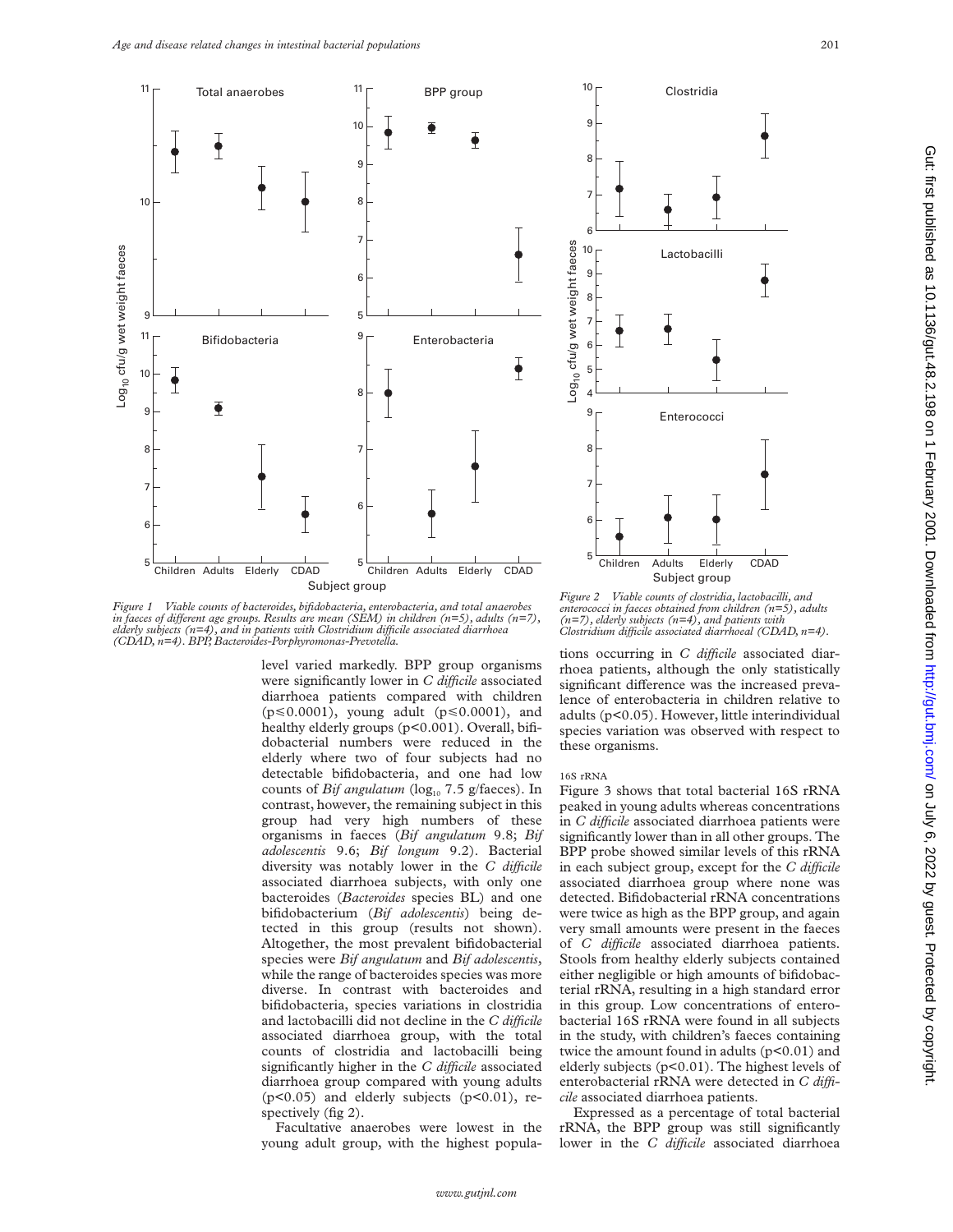Figure 1 Viable counts of bacteroides, bifidobacteria, enterobacteria, and total anaerobes in faeces of different age groups. Results are mean (SEM) in children (n=5), adults (n=7), elderly subjects (n=4), and in patients with Clostridium difficile associated diarrhoea (CDAD, n=4). BPP, Bacteroides-Porphyromonas-Prevotella.

Figure 2 Viable counts of clostridia, lactobacilli, and enterococci in faeces obtained from children (n=5), adults (n=7), elderly subjects (n=4), and patients with Clostridium difficile associated diarrhoeal (CDAD, n=4).

level varied markedly. BPP group organisms were significantly lower in *C difficile* associated diarrhoea patients compared with children ($p \leq 0.0001$), young adult ($p \leq 0.0001$), and healthy elderly groups ($p < 0.001$). Overall, bifidobacterial numbers were reduced in the elderly where two of four subjects had no detectable bifidobacteria, and one had low counts of *Bif angulatum* ($\log_{10}$ 7.5 g/faeces). In contrast, however, the remaining subject in this group had very high numbers of these organisms in faeces (*Bif angulatum* 9.8; *Bif adolescentis* 9.6; *Bif longum* 9.2). Bacterial diversity was notably lower in the *C difficile* associated diarrhoea subjects, with only one bacteroides (*Bacteroides* species BL) and one bifidobacterium (*Bif adolescentis*) being detected in this group (results not shown). Altogether, the most prevalent bifidobacterial species were *Bif angulatum* and *Bif adolescentis*, while the range of bacteroides species was more diverse. In contrast with bacteroides and bifidobacteria, species variations in clostridia and lactobacilli did not decline in the *C difficile* associated diarrhoea group, with the total counts of clostridia and lactobacilli being significantly higher in the *C difficile* associated diarrhoea group compared with young adults ($p < 0.05$) and elderly subjects ($p < 0.01$), respectively (fig 2).

Facultative anaerobes were lowest in the young adult group, with the highest populations occurring in *C difficile* associated diarrhoea patients, although the only statistically significant difference was the increased prevalence of enterobacteria in children relative to adults ($p < 0.05$). However, little interindividual species variation was observed with respect to these organisms.

###### 16S rRNA

Figure 3 shows that total bacterial 16S rRNA peaked in young adults whereas concentrations in *C difficile* associated diarrhoea patients were significantly lower than in all other groups. The BPP probe showed similar levels of this rRNA in each subject group, except for the *C difficile* associated diarrhoea group where none was detected. Bifidobacterial rRNA concentrations were twice as high as the BPP group, and again very small amounts were present in the faeces of *C difficile* associated diarrhoea patients. Stools from healthy elderly subjects contained either negligible or high amounts of bifidobacterial rRNA, resulting in a high standard error in this group. Low concentrations of enterobacterial 16S rRNA were found in all subjects in the study, with children's faeces containing twice the amount found in adults ($p < 0.01$) and elderly subjects ($p < 0.01$). The highest levels of enterobacterial rRNA were detected in *C difficile* associated diarrhoea patients.

Expressed as a percentage of total bacterial rRNA, the BPP group was still significantly lower in the *C difficile* associated diarrhoea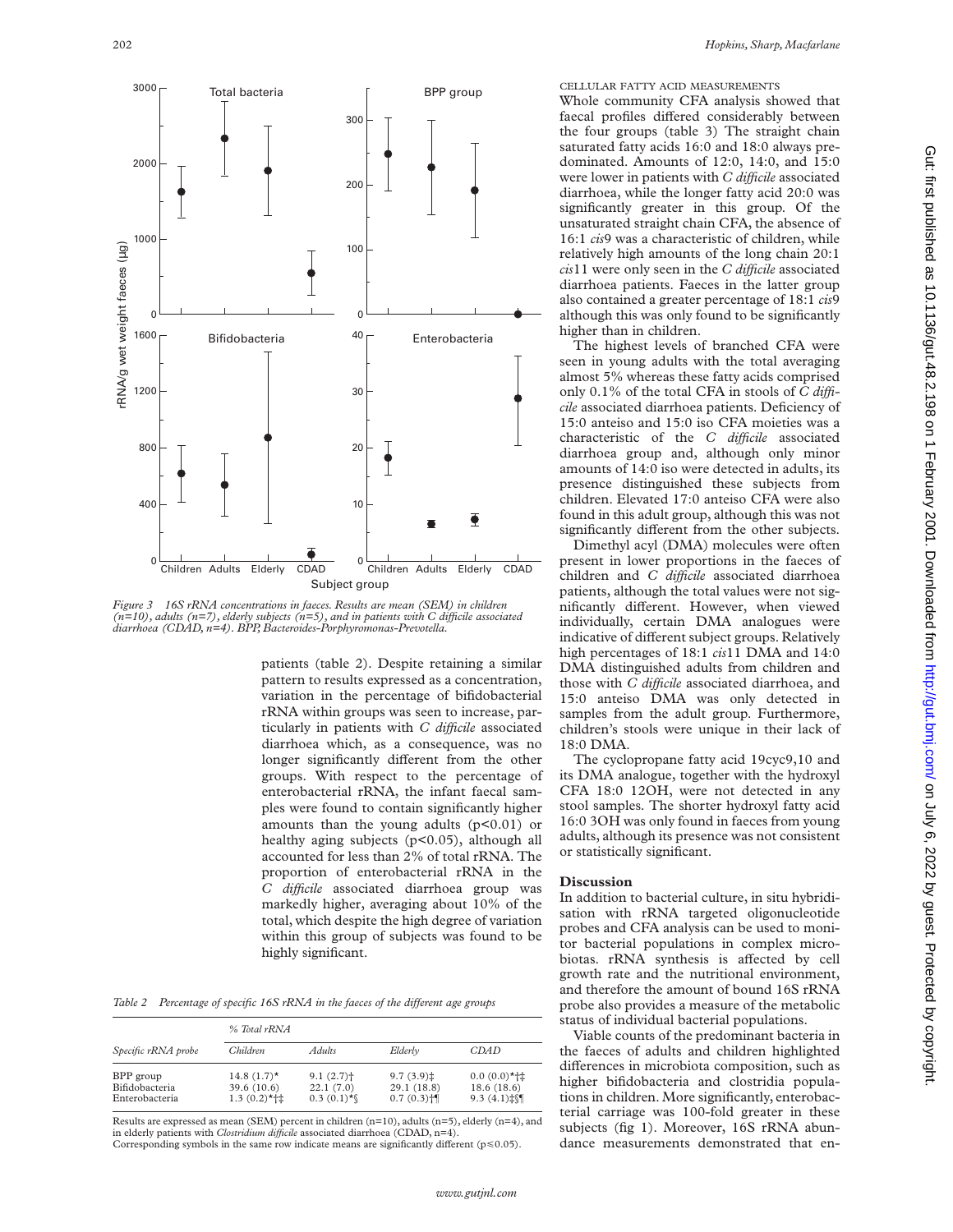Figure 3 16S rRNA concentrations in faeces. Results are mean (SEM) in children (n=10), adults (n=7), elderly subjects (n=5), and in patients with C difficile associated diarrhoea (CDAD, n=4). BPP, Bacteroides-Porphyromonas-Prevotella.

patients (table 2). Despite retaining a similar pattern to results expressed as a concentration, variation in the percentage of bifidobacterial rRNA within groups was seen to increase, particularly in patients with *C difficile* associated diarrhoea which, as a consequence, was no longer significantly different from the other groups. With respect to the percentage of enterobacterial rRNA, the infant faecal samples were found to contain significantly higher amounts than the young adults ($p<0.01$) or healthy aging subjects ($p<0.05$), although all accounted for less than 2% of total rRNA. The proportion of enterobacterial rRNA in the *C difficile* associated diarrhoea group was markedly higher, averaging about 10% of the total, which despite the high degree of variation within this group of subjects was found to be highly significant.

*Table 2 Percentage of specific 16S rRNA in the faeces of the different age groups*

| Specific rRNA probe | % Total rRNA | | | |
|---|---|---|---|---|
| | Children | Adults | Elderly | CDAD |
| BPP group | 14.8 (1.7)* | 9.1 (2.7)† | 9.7 (3.9)‡ | 0.0 (0.0)*†‡ |
| Bifidobacteria | 39.6 (10.6) | 22.1 (7.0) | 29.1 (18.8) | 18.6 (18.6) |
| Enterobacteria | 1.3 (0.2)*†‡ | 0.3 (0.1)*§ | 0.7 (0.3)†¶ | 9.3 (4.1)‡§¶ |

Results are expressed as mean (SEM) percent in children (n=10), adults (n=5), elderly (n=4), and in elderly patients with *Clostridium difficile* associated diarrhoea (CDAD, n=4).
Corresponding symbols in the same row indicate means are significantly different ($p \leq 0.05$).

CELLULAR FATTY ACID MEASUREMENTS

Whole community CFA analysis showed that faecal profiles differed considerably between the four groups (table 3) The straight chain saturated fatty acids 16:0 and 18:0 always predominated. Amounts of 12:0, 14:0, and 15:0 were lower in patients with *C difficile* associated diarrhoea, while the longer fatty acid 20:0 was significantly greater in this group. Of the unsaturated straight chain CFA, the absence of 16:1 *cis*9 was a characteristic of children, while relatively high amounts of the long chain 20:1 *cis*11 were only seen in the *C difficile* associated diarrhoea patients. Faeces in the latter group also contained a greater percentage of 18:1 *cis*9 although this was only found to be significantly higher than in children.

The highest levels of branched CFA were seen in young adults with the total averaging almost 5% whereas these fatty acids comprised only 0.1% of the total CFA in stools of *C difficile* associated diarrhoea patients. Deficiency of 15:0 anteiso and 15:0 iso CFA moieties was a characteristic of the *C difficile* associated diarrhoea group and, although only minor amounts of 14:0 iso were detected in adults, its presence distinguished these subjects from children. Elevated 17:0 anteiso CFA were also found in this adult group, although this was not significantly different from the other subjects.

Dimethyl acyl (DMA) molecules were often present in lower proportions in the faeces of children and *C difficile* associated diarrhoea patients, although the total values were not significantly different. However, when viewed individually, certain DMA analogues were indicative of different subject groups. Relatively high percentages of 18:1 *cis*11 DMA and 14:0 DMA distinguished adults from children and those with *C difficile* associated diarrhoea, and 15:0 anteiso DMA was only detected in samples from the adult group. Furthermore, children's stools were unique in their lack of 18:0 DMA.

The cyclopropane fatty acid 19cyc9,10 and its DMA analogue, together with the hydroxyl CFA 18:0 12OH, were not detected in any stool samples. The shorter hydroxyl fatty acid 16:0 3OH was only found in faeces from young adults, although its presence was not consistent or statistically significant.

## Discussion

In addition to bacterial culture, in situ hybridisation with rRNA targeted oligonucleotide probes and CFA analysis can be used to monitor bacterial populations in complex microbiotas. rRNA synthesis is affected by cell growth rate and the nutritional environment, and therefore the amount of bound 16S rRNA probe also provides a measure of the metabolic status of individual bacterial populations.

Viable counts of the predominant bacteria in the faeces of adults and children highlighted differences in microbiota composition, such as higher bifidobacteria and clostridia populations in children. More significantly, enterobacterial carriage was 100-fold greater in these subjects (fig 1). Moreover, 16S rRNA abundance measurements demonstrated that en-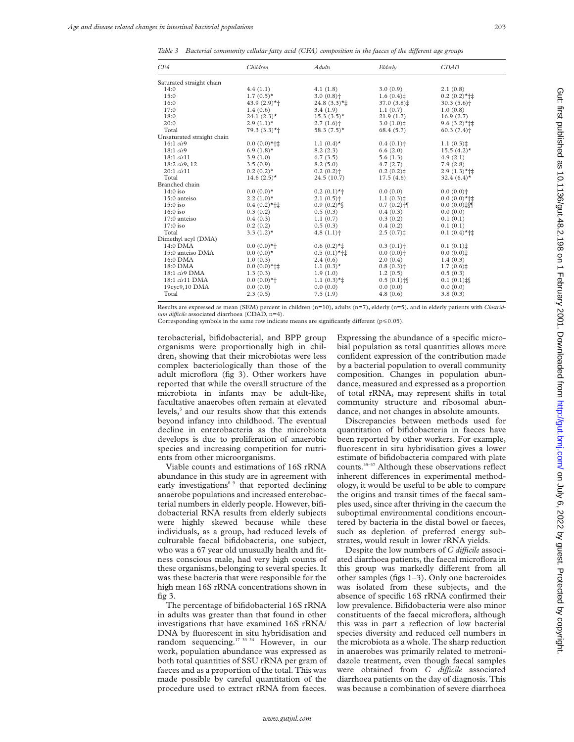*Table 3 Bacterial community cellular fatty acid (CFA) composition in the faeces of the different age groups*

| CFA | Children | Adults | Elderly | CDAD |
|---|---|---|---|---|
| Saturated straight chain | | | | |
| 14:0 | 4.4 (1.1) | 4.1 (1.8) | 3.0 (0.9) | 2.1 (0.8) |
| 15:0 | 1.7 (0.5)* | 3.0 (0.8)† | 1.6 (0.4)‡ | 0.2 (0.2)*†‡ |
| 16:0 | 43.9 (2.9)*† | 24.8 (3.3)*‡ | 37.0 (3.8)‡ | 30.3 (5.6)† |
| 17:0 | 1.4 (0.6) | 3.4 (1.9) | 1.1 (0.7) | 1.0 (0.8) |
| 18:0 | 24.1 (2.3)* | 15.3 (3.5)* | 21.9 (1.7) | 16.9 (2.7) |
| 20:0 | 2.9 (1.1)* | 2.7 (1.6)† | 3.0 (1.0)‡ | 9.6 (3.2)*†‡ |
| Total | 79.3 (3.3)*† | 58.3 (7.5)* | 68.4 (5.7) | 60.3 (7.4)† |
| Unsaturated straight chain | | | | |
| 16:1 *cis*9 | 0.0 (0.0)*†‡ | 1.1 (0.4)* | 0.4 (0.1)† | 1.1 (0.3)‡ |
| 18:1 *cis*9 | 6.9 (1.8)* | 8.2 (2.3) | 6.6 (2.0) | 15.5 (4.2)* |
| 18:1 *cis*11 | 3.9 (1.0) | 6.7 (3.5) | 5.6 (1.3) | 4.9 (2.1) |
| 18:2 *cis*9, 12 | 3.5 (0.9) | 8.2 (5.0) | 4.7 (2.7) | 7.9 (2.8) |
| 20:1 *cis*11 | 0.2 (0.2)* | 0.2 (0.2)† | 0.2 (0.2)‡ | 2.9 (1.3)*†‡ |
| Total | 14.6 (2.5)* | 24.5 (10.7) | 17.5 (4.6) | 32.4 (6.4)* |
| Branched chain | | | | |
| 14:0 iso | 0.0 (0.0)* | 0.2 (0.1)*† | 0.0 (0.0) | 0.0 (0.0)† |
| 15:0 anteiso | 2.2 (1.0)* | 2.1 (0.5)† | 1.1 (0.3)‡ | 0.0 (0.0)*†‡ |
| 15:0 iso | 0.4 (0.2)*†‡ | 0.9 (0.2)*§ | 0.7 (0.2)†¶ | 0.0 (0.0)‡§¶ |
| 16:0 iso | 0.3 (0.2) | 0.5 (0.3) | 0.4 (0.3) | 0.0 (0.0) |
| 17:0 anteiso | 0.4 (0.3) | 1.1 (0.7) | 0.3 (0.2) | 0.1 (0.1) |
| 17:0 iso | 0.2 (0.2) | 0.5 (0.3) | 0.4 (0.2) | 0.1 (0.1) |
| Total | 3.3 (1.2)* | 4.8 (1.1)† | 2.5 (0.7)‡ | 0.1 (0.4)*†‡ |
| Dimethyl acyl (DMA) | | | | |
| 14:0 DMA | 0.0 (0.0)*† | 0.6 (0.2)*‡ | 0.3 (0.1)† | 0.1 (0.1)‡ |
| 15:0 anteiso DMA | 0.0 (0.0)* | 0.5 (0.1)*†‡ | 0.0 (0.0)† | 0.0 (0.0)‡ |
| 16:0 DMA | 1.0 (0.3) | 2.4 (0.6) | 2.0 (0.4) | 1.4 (0.3) |
| 18:0 DMA | 0.0 (0.0)*†‡ | 1.1 (0.3)* | 0.8 (0.3)† | 1.7 (0.6)‡ |
| 18:1 *cis*9 DMA | 1.3 (0.3) | 1.9 (1.0) | 1.2 (0.5) | 0.5 (0.3) |
| 18:1 *cis*11 DMA | 0.0 (0.0)*† | 1.1 (0.3)*‡ | 0.5 (0.1)†§ | 0.1 (0.1)‡§ |
| 19cyc9,10 DMA | 0.0 (0.0) | 0.0 (0.0) | 0.0 (0.0) | 0.0 (0.0) |
| Total | 2.3 (0.5) | 7.5 (1.9) | 4.8 (0.6) | 3.8 (0.3) |

Results are expressed as mean (SEM) percent in children (n=10), adults (n=7), elderly (n=5), and in elderly patients with *Clostridium difficile* associated diarrhoea (CDAD, n=4).
Corresponding symbols in the same row indicate means are significantly different (p≤0.05).

terobacterial, bifidobacterial, and BPP group organisms were proportionally high in children, showing that their microbiotas were less complex bacteriologically than those of the adult microflora (fig 3). Other workers have reported that while the overall structure of the microbiota in infants may be adult-like, facultative anaerobes often remain at elevated levels,[5] and our results show that this extends beyond infancy into childhood. The eventual decline in enterobacteria as the microbiota develops is due to proliferation of anaerobic species and increasing competition for nutrients from other microorganisms.

Viable counts and estimations of 16S rRNA abundance in this study are in agreement with early investigations[8 9] that reported declining anaerobe populations and increased enterobacterial numbers in elderly people. However, bifidobacterial RNA results from elderly subjects were highly skewed because while these individuals, as a group, had reduced levels of culturable faecal bifidobacteria, one subject, who was a 67 year old unusually health and fitness conscious male, had very high counts of these organisms, belonging to several species. It was these bacteria that were responsible for the high mean 16S rRNA concentrations shown in fig 3.

The percentage of bifidobacterial 16S rRNA in adults was greater than that found in other investigations that have examined 16S rRNA/DNA by fluorescent in situ hybridisation and random sequencing.[17 33 34] However, in our work, population abundance was expressed as both total quantities of SSU rRNA per gram of faeces and as a proportion of the total. This was made possible by careful quantitation of the procedure used to extract rRNA from faeces. Expressing the abundance of a specific microbial population as total quantities allows more confident expression of the contribution made by a bacterial population to overall community composition. Changes in population abundance, measured and expressed as a proportion of total rRNA, may represent shifts in total community structure and ribosomal abundance, and not changes in absolute amounts.

Discrepancies between methods used for quantitation of bifidobacteria in faeces have been reported by other workers. For example, fluorescent in situ hybridisation gives a lower estimate of bifidobacteria compared with plate counts.[35–37] Although these observations reflect inherent differences in experimental methodology, it would be useful to be able to compare the origins and transit times of the faecal samples used, since after thriving in the caecum the suboptimal environmental conditions encountered by bacteria in the distal bowel or faeces, such as depletion of preferred energy substrates, would result in lower rRNA yields.

Despite the low numbers of *C difficile* associated diarrhoea patients, the faecal microflora in this group was markedly different from all other samples (figs 1–3). Only one bacteroides was isolated from these subjects, and the absence of specific 16S rRNA confirmed their low prevalence. Bifidobacteria were also minor constituents of the faecal microflora, although this was in part a reflection of low bacterial species diversity and reduced cell numbers in the microbiota as a whole. The sharp reduction in anaerobes was primarily related to metronidazole treatment, even though faecal samples were obtained from *C difficile* associated diarrhoea patients on the day of diagnosis. This was because a combination of severe diarrhoea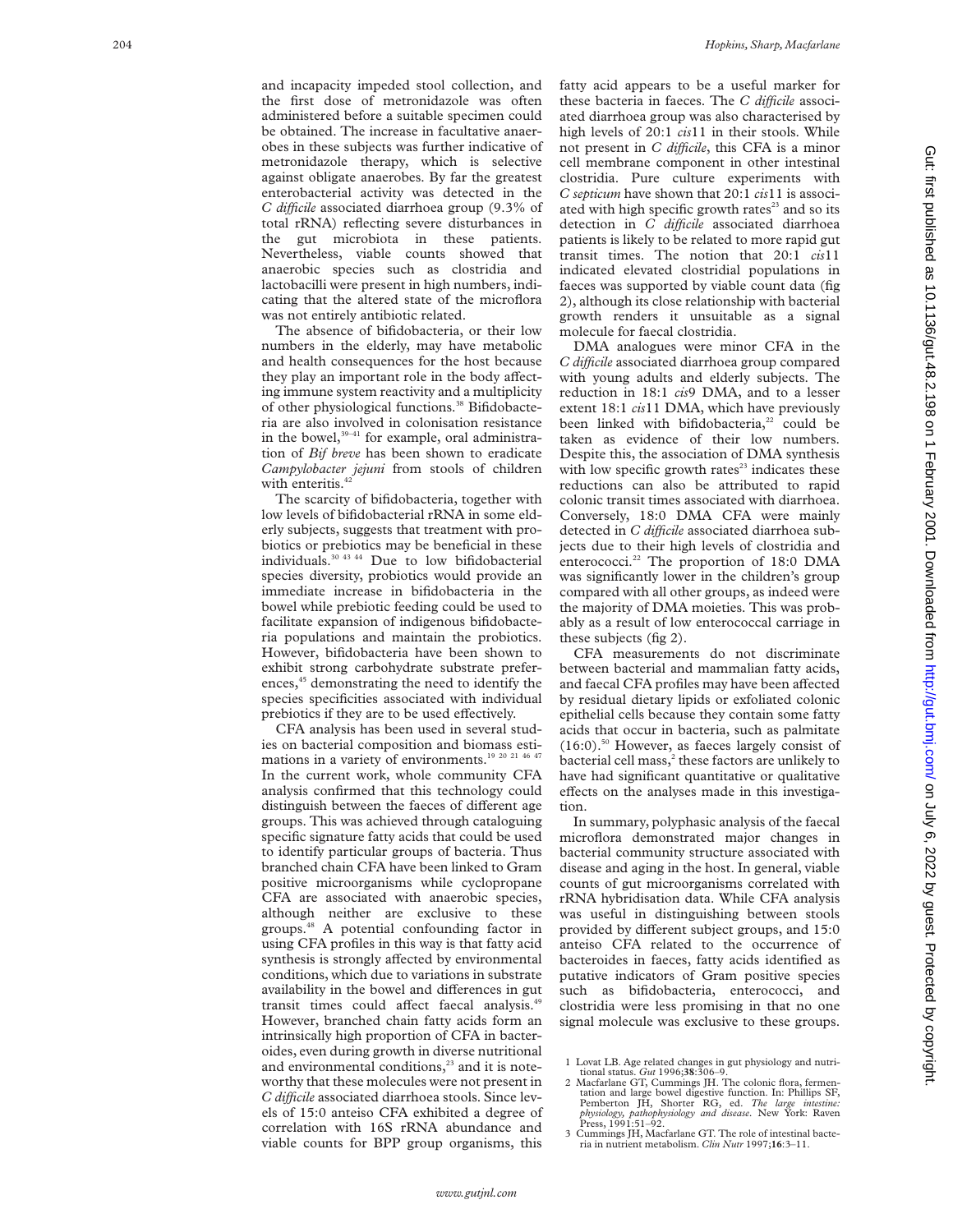and incapacity impeded stool collection, and the first dose of metronidazole was often administered before a suitable specimen could be obtained. The increase in facultative anaerobes in these subjects was further indicative of metronidazole therapy, which is selective against obligate anaerobes. By far the greatest enterobacterial activity was detected in the *C difficile* associated diarrhoea group (9.3% of total rRNA) reflecting severe disturbances in the gut microbiota in these patients. Nevertheless, viable counts showed that anaerobic species such as clostridia and lactobacilli were present in high numbers, indicating that the altered state of the microflora was not entirely antibiotic related.

The absence of bifidobacteria, or their low numbers in the elderly, may have metabolic and health consequences for the host because they play an important role in the body affecting immune system reactivity and a multiplicity of other physiological functions.[38] Bifidobacteria are also involved in colonisation resistance in the bowel,[39–41] for example, oral administration of *Bif breve* has been shown to eradicate *Campylobacter jejuni* from stools of children with enteritis.[42]

The scarcity of bifidobacteria, together with low levels of bifidobacterial rRNA in some elderly subjects, suggests that treatment with probiotics or prebiotics may be beneficial in these individuals.[30 43 44] Due to low bifidobacterial species diversity, probiotics would provide an immediate increase in bifidobacteria in the bowel while prebiotic feeding could be used to facilitate expansion of indigenous bifidobacteria populations and maintain the probiotics. However, bifidobacteria have been shown to exhibit strong carbohydrate substrate preferences,[45] demonstrating the need to identify the species specificities associated with individual prebiotics if they are to be used effectively.

CFA analysis has been used in several studies on bacterial composition and biomass estimations in a variety of environments.[19 20 21 46 47] In the current work, whole community CFA analysis confirmed that this technology could distinguish between the faeces of different age groups. This was achieved through cataloguing specific signature fatty acids that could be used to identify particular groups of bacteria. Thus branched chain CFA have been linked to Gram positive microorganisms while cyclopropane CFA are associated with anaerobic species, although neither are exclusive to these groups.[48] A potential confounding factor in using CFA profiles in this way is that fatty acid synthesis is strongly affected by environmental conditions, which due to variations in substrate availability in the bowel and differences in gut transit times could affect faecal analysis.[49] However, branched chain fatty acids form an intrinsically high proportion of CFA in bacteroides, even during growth in diverse nutritional and environmental conditions,[23] and it is noteworthy that these molecules were not present in *C difficile* associated diarrhoea stools. Since levels of 15:0 anteiso CFA exhibited a degree of correlation with 16S rRNA abundance and viable counts for BPP group organisms, this fatty acid appears to be a useful marker for these bacteria in faeces. The *C difficile* associated diarrhoea group was also characterised by high levels of 20:1 *cis*11 in their stools. While not present in *C difficile*, this CFA is a minor cell membrane component in other intestinal clostridia. Pure culture experiments with *C septicum* have shown that 20:1 *cis*11 is associated with high specific growth rates[23] and so its detection in *C difficile* associated diarrhoea patients is likely to be related to more rapid gut transit times. The notion that 20:1 *cis*11 indicated elevated clostridial populations in faeces was supported by viable count data (fig 2), although its close relationship with bacterial growth renders it unsuitable as a signal molecule for faecal clostridia.

DMA analogues were minor CFA in the *C difficile* associated diarrhoea group compared with young adults and elderly subjects. The reduction in 18:1 *cis*9 DMA, and to a lesser extent 18:1 *cis*11 DMA, which have previously been linked with bifidobacteria,[22] could be taken as evidence of their low numbers. Despite this, the association of DMA synthesis with low specific growth rates[23] indicates these reductions can also be attributed to rapid colonic transit times associated with diarrhoea. Conversely, 18:0 DMA CFA were mainly detected in *C difficile* associated diarrhoea subjects due to their high levels of clostridia and enterococci.[22] The proportion of 18:0 DMA was significantly lower in the children's group compared with all other groups, as indeed were the majority of DMA moieties. This was probably as a result of low enterococcal carriage in these subjects (fig 2).

CFA measurements do not discriminate between bacterial and mammalian fatty acids, and faecal CFA profiles may have been affected by residual dietary lipids or exfoliated colonic epithelial cells because they contain some fatty acids that occur in bacteria, such as palmitate (16:0).[50] However, as faeces largely consist of bacterial cell mass,[2] these factors are unlikely to have had significant quantitative or qualitative effects on the analyses made in this investigation.

In summary, polyphasic analysis of the faecal microflora demonstrated major changes in bacterial community structure associated with disease and aging in the host. In general, viable counts of gut microorganisms correlated with rRNA hybridisation data. While CFA analysis was useful in distinguishing between stools provided by different subject groups, and 15:0 anteiso CFA related to the occurrence of bacteroides in faeces, fatty acids identified as putative indicators of Gram positive species such as bifidobacteria, enterococci, and clostridia were less promising in that no one signal molecule was exclusive to these groups.

1 Lovat LB. Age related changes in gut physiology and nutritional status. *Gut* 1996;**38**:306–9.

2 Macfarlane GT, Cummings JH. The colonic flora, fermentation and large bowel digestive function. In: Phillips SF, Pemberton JH, Shorter RG, ed. *The large intestine: physiology, pathophysiology and disease*. New York: Raven Press, 1991:51–92.

3 Cummings JH, Macfarlane GT. The role of intestinal bacteria in nutrient metabolism. *Clin Nutr* 1997;**16**:3–11.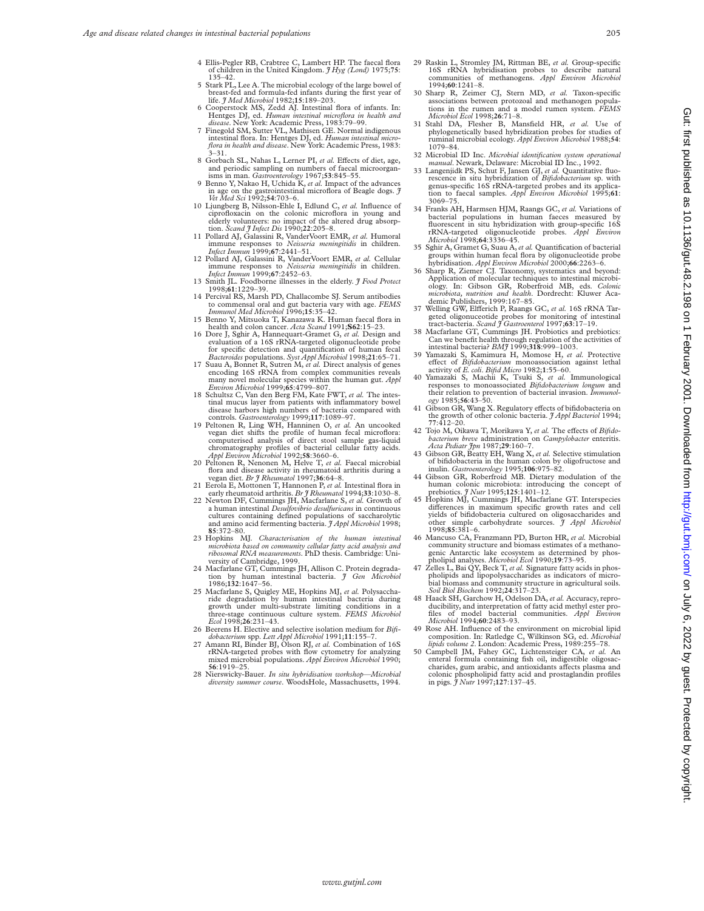4 Ellis-Pegler RB, Crabtree C, Lambert HP. The faecal flora of children in the United Kingdom. *J Hyg (Lond)* 1975;**75**: 135–42.
5 Stark PL, Lee A. The microbial ecology of the large bowel of breast-fed and formula-fed infants during the first year of life. *J Med Microbiol* 1982;**15**:189–203.
6 Cooperstock MS, Zedd AJ. Intestinal flora of infants. In: Hentges DJ, ed. *Human intestinal microflora in health and disease*. New York: Academic Press, 1983:79–99.
7 Finegold SM, Sutter VL, Mathisen GE. Normal indigenous intestinal flora. In: Hentges DJ, ed. *Human intestinal microflora in health and disease*. New York: Academic Press, 1983: 3–31.
8 Gorbach SL, Nahas L, Lerner PI, *et al.* Effects of diet, age, and periodic sampling on numbers of faecal microorganisms in man. *Gastroenterology* 1967;**53**:845–55.
9 Benno Y, Nakao H, Uchida K, *et al.* Impact of the advances in age on the gastrointestinal microflora of Beagle dogs. *J Vet Med Sci* 1992;**54**:703–6.
10 Ljungberg B, Nilsson-Ehle I, Edlund C, *et al.* Influence of ciprofloxacin on the colonic microflora in young and elderly volunteers: no impact of the altered drug absorption. *Scand J Infect Dis* 1990;**22**:205–8.
11 Pollard AJ, Galassini R, VanderVoort EMR, *et al.* Humoral immune responses to *Neisseria meningitidis* in children. *Infect Immun* 1999;**67**:2441–51.
12 Pollard AJ, Galassini R, VanderVoort EMR, *et al.* Cellular immune responses to *Neisseria meningitidis* in children. *Infect Immun* 1999;**67**:2452–63.
13 Smith JL. Foodborne illnesses in the elderly. *J Food Protect* 1998;**61**:1229–39.
14 Percival RS, Marsh PD, Challacombe SJ. Serum antibodies to commensal oral and gut bacteria vary with age. *FEMS Immunol Med Microbiol* 1996;**15**:35–42.
15 Benno Y, Mitsuoka T, Kanazawa K. Human faecal flora in health and colon cancer. *Acta Scand* 1991;**S62**:15–23.
16 Dore J, Sghir A, Hannequart-Gramet G, *et al.* Design and evaluation of a 16S rRNA-targeted oligonucleotide probe for specific detection and quantification of human fecal *Bacteroides* populations. *Syst Appl Microbiol* 1998;**21**:65–71.
17 Suau A, Bonnet R, Sutren M, *et al.* Direct analysis of genes encoding 16S rRNA from complex communities reveals many novel molecular species within the human gut. *Appl Environ Microbiol* 1999;**65**:4799–807.
18 Schultsz C, Van den Berg FM, Kate FWT, *et al.* The intestinal mucus layer from patients with inflammatory bowel disease harbors high numbers of bacteria compared with controls. *Gastroenterology* 1999;**117**:1089–97.
19 Peltonen R, Ling WH, Hanninen O, *et al.* An uncooked vegan diet shifts the profile of human fecal microflora: computerised analysis of direct stool sample gas-liquid chromatography profiles of bacterial cellular fatty acids. *Appl Environ Microbiol* 1992;**58**:3660–6.
20 Peltonen R, Nenonen M, Helve T, *et al.* Faecal microbial flora and disease activity in rheumatoid arthritis during a vegan diet. *Br J Rheumatol* 1997;**36**:64–8.
21 Eerola E, Mottonen T, Hannonen P, *et al.* Intestinal flora in early rheumatoid arthritis. *Br J Rheumatol* 1994;**33**:1030–8.
22 Newton DF, Cummings JH, Macfarlane S, *et al.* Growth of a human intestinal *Desulfovibrio desulfuricans* in continuous cultures containing defined populations of saccharolytic and amino acid fermenting bacteria. *J Appl Microbiol* 1998; **85**:372–80.
23 Hopkins MJ. *Characterisation of the human intestinal microbiota based on community cellular fatty acid analysis and ribosomal RNA measurements*. PhD thesis. Cambridge: University of Cambridge, 1999.
24 Macfarlane GT, Cummings JH, Allison C. Protein degradation by human intestinal bacteria. *J Gen Microbiol* 1986;**132**:1647–56.
25 Macfarlane S, Quigley ME, Hopkins MJ, *et al.* Polysaccharide degradation by human intestinal bacteria during growth under multi-substrate limiting conditions in a three-stage continuous culture system. *FEMS Microbiol Ecol* 1998;**26**:231–43.
26 Beerens H. Elective and selective isolation medium for *Bifidobacterium* spp. *Lett Appl Microbiol* 1991;**11**:155–7.
27 Amann RI, Binder BJ, Olson RJ, *et al.* Combination of 16S rRNA-targeted probes with flow cytometry for analyzing mixed microbial populations. *Appl Environ Microbiol* 1990; **56**:1919–25.
28 Nierswicky-Bauer. *In situ hybridisation workshop—Microbial diversity summer course*. WoodsHole, Massachusetts, 1994.
29 Raskin L, Stromley JM, Rittman BE, *et al.* Group-specific 16S rRNA hybridisation probes to describe natural communities of methanogens. *Appl Environ Microbiol* 1994;**60**:1241–8.
30 Sharp R, Zeimer CJ, Stern MD, *et al.* Taxon-specific associations between protozoal and methanogen populations in the rumen and a model rumen system. *FEMS Microbiol Ecol* 1998;**26**:71–8.
31 Stahl DA, Flesher B, Mansfield HR, *et al.* Use of phylogenetically based hybridization probes for studies of ruminal microbial ecology. *Appl Environ Microbiol* 1988;**54**: 1079–84.
32 Microbial ID Inc. *Microbial identification system operational manual*. Newark, Delaware: Microbial ID Inc., 1992.
33 Langenjidk PS, Schut F, Jansen GJ, *et al.* Quantitative fluorescence in situ hybridization of *Bifidobacterium* sp. with genus-specific 16S rRNA-targeted probes and its application to faecal samples. *Appl Environ Microbiol* 1995;**61**: 3069–75.
34 Franks AH, Harmsen HJM, Raangs GC, *et al.* Variations of bacterial populations in human faeces measured by fluorescent in situ hybridization with group-specific 16S rRNA-targeted oligonucleotide probes. *Appl Environ Microbiol* 1998;**64**:3336–45.
35 Sghir A, Gramet G, Suau A, *et al.* Quantification of bacterial groups within human fecal flora by oligonucleotide probe hybridisation. *Appl Environ Microbiol* 2000;**66**:2263–6.
36 Sharp R, Ziemer CJ. Taxonomy, systematics and beyond: Application of molecular techniques to intestinal microbiology. In: Gibson GR, Roberfroid MB, eds. *Colonic microbiota, nutrition and health*. Dordrecht: Kluwer Academic Publishers, 1999:167–85.
37 Welling GW, Elfferich P, Raangs GC, *et al.* 16S rRNA Targeted oligonuceotide probes for monitoring of intestinal tract-bacteria. *Scand J Gastroenterol* 1997;**63**:17–19.
38 Macfarlane GT, Cummings JH. Probiotics and prebiotics: Can we benefit health through regulation of the activities of intestinal bacteria? *BMJ* 1999;**318**:999–1003.
39 Yamazaki S, Kamimura H, Momose H, *et al.* Protective effect of *Bifidobacterium* monoassociation against lethal activity of *E. coli*. *Bifid Micro* 1982;**1**:55–60.
40 Yamazaki S, Machii K, Tsuki S, *et al.* Immunological responses to monoassociated *Bifidobacterium longum* and their relation to prevention of bacterial invasion. *Immunology* 1985;**56**:43–50.
41 Gibson GR, Wang X. Regulatory effects of bifidobacteria on the growth of other colonic bacteria. *J Appl Bacteriol* 1994; **77**:412–20.
42 Tojo M, Oikawa T, Morikawa Y, *et al.* The effects of *Bifidobacterium breve* administration on *Campylobacter* enteritis. *Acta Pediatr Jpn* 1987;**29**:160–7.
43 Gibson GR, Beatty EH, Wang X, *et al.* Selective stimulation of bifidobacteria in the human colon by oligofructose and inulin. *Gastroenterology* 1995;**106**:975–82.
44 Gibson GR, Roberfroid MB. Dietary modulation of the human colonic microbiota: introducing the concept of prebiotics. *J Nutr* 1995;**125**:1401–12.
45 Hopkins MJ, Cummings JH, Macfarlane GT. Interspecies differences in maximum specific growth rates and cell yields of bifidobacteria cultured on oligosaccharides and other simple carbohydrate sources. *J Appl Microbiol* 1998;**85**:381–6.
46 Mancuso CA, Franzmann PD, Burton HR, *et al.* Microbial community structure and biomass estimates of a methanogenic Antarctic lake ecosystem as determined by phospholipid analyses. *Microbiol Ecol* 1990;**19**:73–95.
47 Zelles L, Bai QY, Beck T, *et al.* Signature fatty acids in phospholipids and lipopolysaccharides as indicators of microbial biomass and community structure in agricultural soils. *Soil Biol Biochem* 1992;**24**:317–23.
48 Haack SH, Garchow H, Odelson DA, *et al.* Accuracy, reproducibility, and interpretation of fatty acid methyl ester profiles of model bacterial communities. *Appl Environ Microbiol* 1994;**60**:2483–93.
49 Rose AH. Influence of the environment on microbial lipid composition. In: Ratledge C, Wilkinson SG, ed. *Microbial lipids volume 2*. London: Academic Press, 1989:255–78.
50 Campbell JM, Fahey GC, Lichtensteiger CA, *et al.* An enteral formula containing fish oil, indigestible oligosaccharides, gum arabic, and antioxidants affects plasma and colonic phospholipid fatty acid and prostaglandin profiles in pigs. *J Nutr* 1997;**127**:137–45.